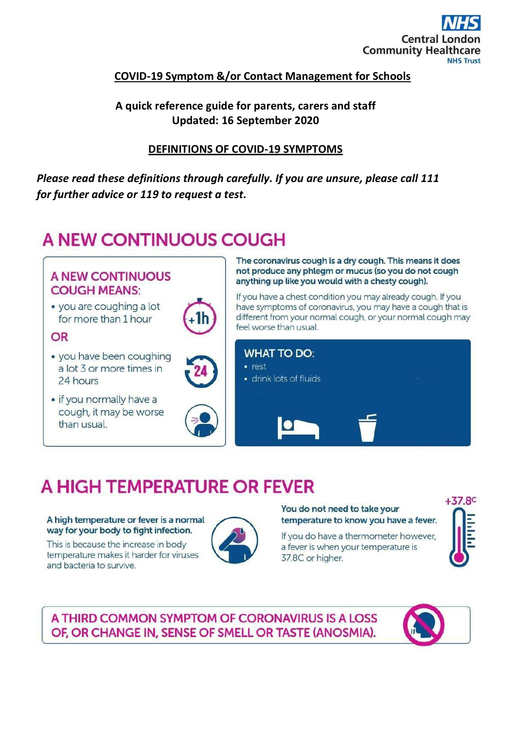NHS Central London Community Healthcare NHS Trust

**COVID-19 Symptom &/or Contact Management for Schools**

**A quick reference guide for parents, carers and staff**
**Updated: 16 September 2020**

## DEFINITIONS OF COVID-19 SYMPTOMS

***Please read these definitions through carefully. If you are unsure, please call 111 for further advice or 119 to request a test.***

# A NEW CONTINUOUS COUGH

### A NEW CONTINUOUS COUGH MEANS:

- you are coughing a lot for more than 1 hour

**OR**

- you have been coughing a lot 3 or more times in 24 hours
- if you normally have a cough, it may be worse than usual.

**The coronavirus cough is a dry cough. This means it does not produce any phlegm or mucus (so you do not cough anything up like you would with a chesty cough).**

If you have a chest condition you may already cough. If you have symptoms of coronavirus, you may have a cough that is different from your normal cough, or your normal cough may feel worse than usual.

### WHAT TO DO:

- rest
- drink lots of fluids

# A HIGH TEMPERATURE OR FEVER

**A high temperature or fever is a normal way for your body to fight infection.**

This is because the increase in body temperature makes it harder for viruses and bacteria to survive.

**You do not need to take your temperature to know you have a fever.**

If you do have a thermometer however, a fever is when your temperature is 37.8C or higher.

+37.8C

**A THIRD COMMON SYMPTOM OF CORONAVIRUS IS A LOSS OF, OR CHANGE IN, SENSE OF SMELL OR TASTE (ANOSMIA).**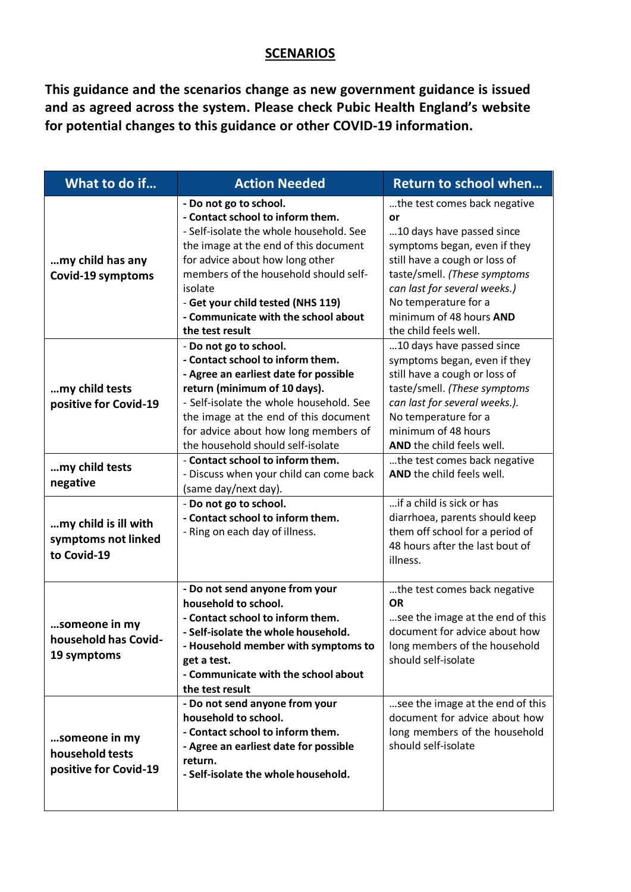## SCENARIOS

**This guidance and the scenarios change as new government guidance is issued and as agreed across the system. Please check Pubic Health England's website for potential changes to this guidance or other COVID-19 information.**

| What to do if… | Action Needed | Return to school when… |
|---|---|---|
| **…my child has any Covid-19 symptoms** | **- Do not go to school.**<br>**- Contact school to inform them.**<br>- Self-isolate the whole household. See the image at the end of this document for advice about how long other members of the household should self-isolate<br>**- Get your child tested (NHS 119)**<br>**- Communicate with the school about the test result** | …the test comes back negative<br>**or**<br>…10 days have passed since symptoms began, even if they still have a cough or loss of taste/smell. *(These symptoms can last for several weeks.)*<br>No temperature for a minimum of 48 hours **AND** the child feels well. |
| **…my child tests positive for Covid-19** | - **Do not go to school.**<br>**- Contact school to inform them.**<br>**- Agree an earliest date for possible return (minimum of 10 days).**<br>- Self-isolate the whole household. See the image at the end of this document for advice about how long members of the household should self-isolate | …10 days have passed since symptoms began, even if they still have a cough or loss of taste/smell. *(These symptoms can last for several weeks.)*.<br>No temperature for a minimum of 48 hours<br>**AND** the child feels well. |
| **…my child tests negative** | - **Contact school to inform them.**<br>- Discuss when your child can come back (same day/next day). | …the test comes back negative **AND** the child feels well. |
| **…my child is ill with symptoms not linked to Covid-19** | - **Do not go to school.**<br>**- Contact school to inform them.**<br>- Ring on each day of illness. | …if a child is sick or has diarrhoea, parents should keep them off school for a period of 48 hours after the last bout of illness. |
| **…someone in my household has Covid-19 symptoms** | **- Do not send anyone from your household to school.**<br>**- Contact school to inform them.**<br>**- Self-isolate the whole household.**<br>**- Household member with symptoms to get a test.**<br>**- Communicate with the school about the test result** | …the test comes back negative<br>**OR**<br>…see the image at the end of this document for advice about how long members of the household should self-isolate |
| **…someone in my household tests positive for Covid-19** | **- Do not send anyone from your household to school.**<br>**- Contact school to inform them.**<br>**- Agree an earliest date for possible return.**<br>**- Self-isolate the whole household.** | …see the image at the end of this document for advice about how long members of the household should self-isolate |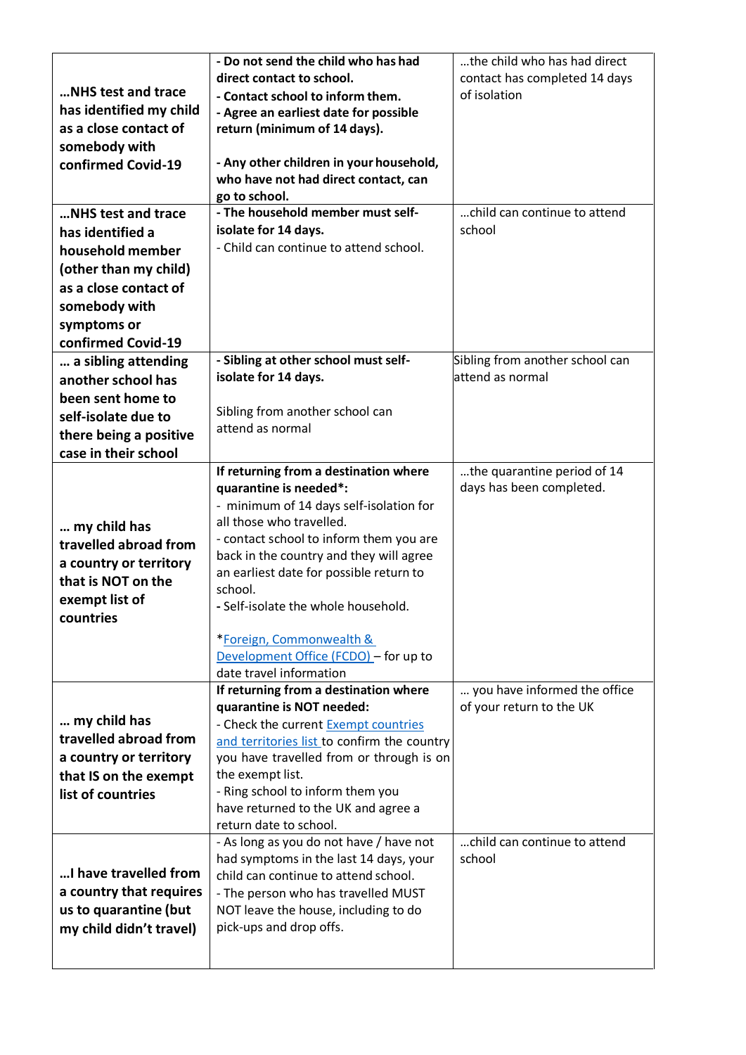| | | |
|---|---|---|
| **…NHS test and trace has identified my child as a close contact of somebody with confirmed Covid-19** | **- Do not send the child who has had direct contact to school.**<br>**- Contact school to inform them.**<br>**- Agree an earliest date for possible return (minimum of 14 days).**<br><br>**- Any other children in your household, who have not had direct contact, can go to school.** | …the child who has had direct contact has completed 14 days of isolation |
| **…NHS test and trace has identified a household member (other than my child) as a close contact of somebody with symptoms or confirmed Covid-19** | **- The household member must self-isolate for 14 days.**<br>- Child can continue to attend school. | …child can continue to attend school |
| **… a sibling attending another school has been sent home to self-isolate due to there being a positive case in their school** | **- Sibling at other school must self-isolate for 14 days.**<br><br>Sibling from another school can attend as normal | Sibling from another school can attend as normal |
| **… my child has travelled abroad from a country or territory that is NOT on the exempt list of countries** | **If returning from a destination where quarantine is needed*:**<br>- minimum of 14 days self-isolation for all those who travelled.<br>- contact school to inform them you are back in the country and they will agree an earliest date for possible return to school.<br>- Self-isolate the whole household.<br><br>*Foreign, Commonwealth & Development Office (FCDO) – for up to date travel information | …the quarantine period of 14 days has been completed. |
| **… my child has travelled abroad from a country or territory that IS on the exempt list of countries** | **If returning from a destination where quarantine is NOT needed:**<br>- Check the current Exempt countries and territories list to confirm the country you have travelled from or through is on the exempt list.<br>- Ring school to inform them you have returned to the UK and agree a return date to school. | … you have informed the office of your return to the UK |
| **…I have travelled from a country that requires us to quarantine (but my child didn't travel)** | - As long as you do not have / have not had symptoms in the last 14 days, your child can continue to attend school.<br>- The person who has travelled MUST NOT leave the house, including to do pick-ups and drop offs. | …child can continue to attend school |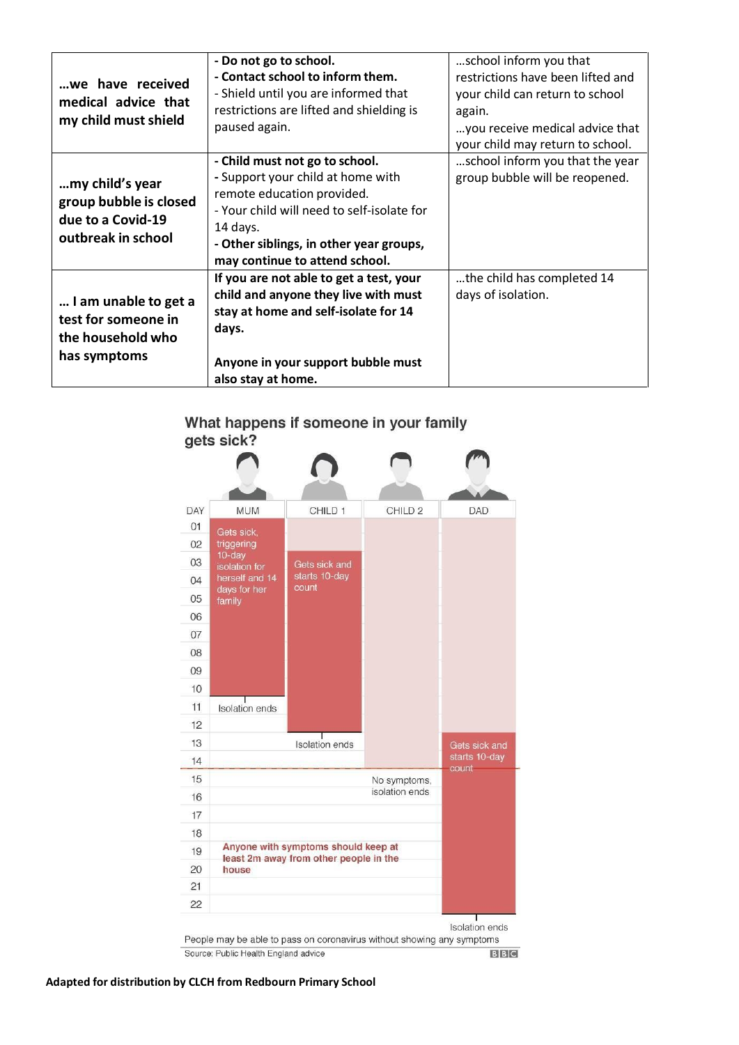| | | |
|---|---|---|
| **…we have received medical advice that my child must shield** | **- Do not go to school.**<br>**- Contact school to inform them.**<br>- Shield until you are informed that restrictions are lifted and shielding is paused again. | …school inform you that restrictions have been lifted and your child can return to school again.<br>…you receive medical advice that your child may return to school. |
| **…my child's year group bubble is closed due to a Covid-19 outbreak in school** | **- Child must not go to school.**<br>- Support your child at home with remote education provided.<br>- Your child will need to self-isolate for 14 days.<br>**- Other siblings, in other year groups, may continue to attend school.** | …school inform you that the year group bubble will be reopened. |
| **… I am unable to get a test for someone in the household who has symptoms** | **If you are not able to get a test, your child and anyone they live with must stay at home and self-isolate for 14 days.**<br><br>**Anyone in your support bubble must also stay at home.** | …the child has completed 14 days of isolation. |

What happens if someone in your family gets sick?

DAY | MUM | CHILD 1 | CHILD 2 | DAD

01 02 03 04 05 06 07 08 09 10 11 12 13 14 15 16 17 18 19 20 21 22

Gets sick, triggering 10-day isolation for herself and 14 days for her family

Isolation ends

Gets sick and starts 10-day count

Isolation ends

No symptoms, isolation ends

Gets sick and starts 10-day count

Isolation ends

Anyone with symptoms should keep at least 2m away from other people in the house

People may be able to pass on coronavirus without showing any symptoms

Source: Public Health England advice

BBC

**Adapted for distribution by CLCH from Redbourn Primary School**